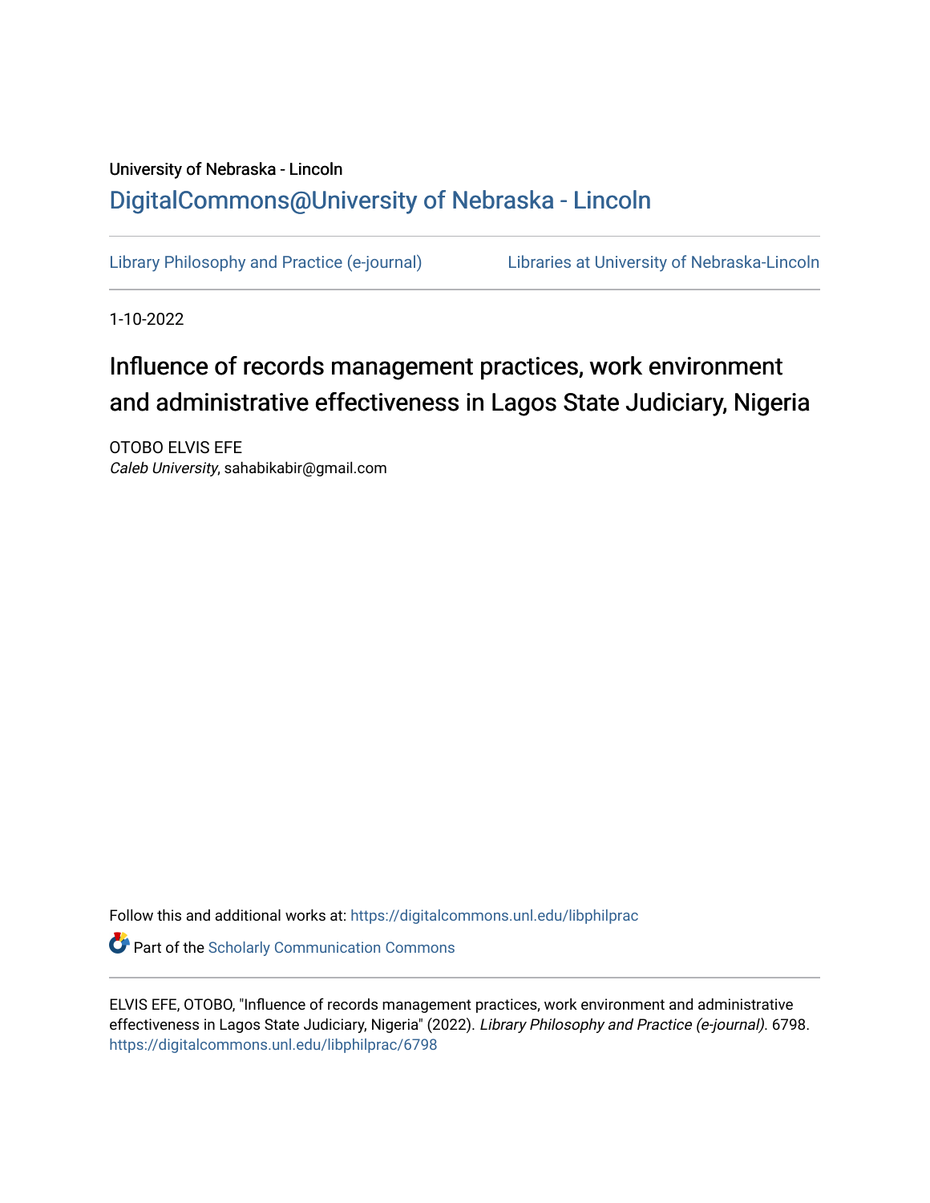University of Nebraska - Lincoln

## DigitalCommons@University of Nebraska - Lincoln

Library Philosophy and Practice (e-journal)

Libraries at University of Nebraska-Lincoln

1-10-2022

# Influence of records management practices, work environment and administrative effectiveness in Lagos State Judiciary, Nigeria

OTOBO ELVIS EFE
*Caleb University*, sahabikabir@gmail.com

Follow this and additional works at: https://digitalcommons.unl.edu/libphilprac

Part of the Scholarly Communication Commons

ELVIS EFE, OTOBO, "Influence of records management practices, work environment and administrative effectiveness in Lagos State Judiciary, Nigeria" (2022). *Library Philosophy and Practice (e-journal)*. 6798.
https://digitalcommons.unl.edu/libphilprac/6798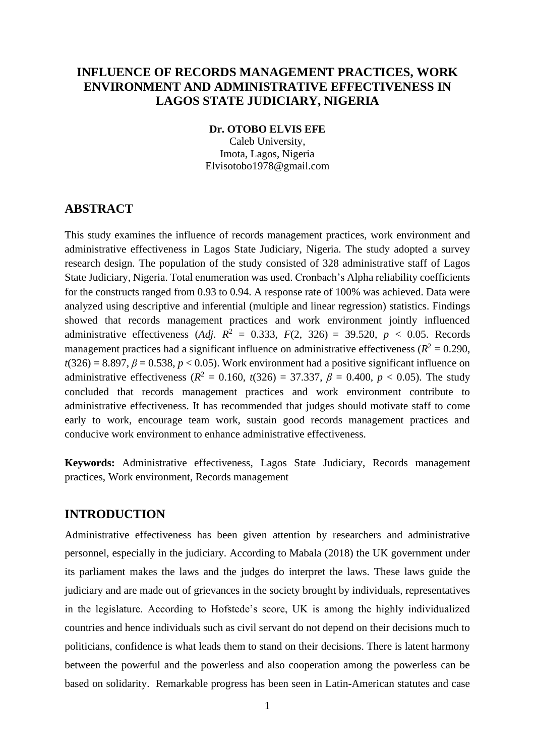# INFLUENCE OF RECORDS MANAGEMENT PRACTICES, WORK ENVIRONMENT AND ADMINISTRATIVE EFFECTIVENESS IN LAGOS STATE JUDICIARY, NIGERIA

**Dr. OTOBO ELVIS EFE**
Caleb University,
Imota, Lagos, Nigeria
Elvisotobo1978@gmail.com

## ABSTRACT

This study examines the influence of records management practices, work environment and administrative effectiveness in Lagos State Judiciary, Nigeria. The study adopted a survey research design. The population of the study consisted of 328 administrative staff of Lagos State Judiciary, Nigeria. Total enumeration was used. Cronbach's Alpha reliability coefficients for the constructs ranged from 0.93 to 0.94. A response rate of 100% was achieved. Data were analyzed using descriptive and inferential (multiple and linear regression) statistics. Findings showed that records management practices and work environment jointly influenced administrative effectiveness (*Adj.* $R^2$ = 0.333, $F(2, 326) = 39.520$, $p < 0.05$. Records management practices had a significant influence on administrative effectiveness ($R^2 = 0.290$, $t(326) = 8.897$, $\beta = 0.538$, $p < 0.05$). Work environment had a positive significant influence on administrative effectiveness ($R^2 = 0.160$, $t(326) = 37.337$, $\beta = 0.400$, $p < 0.05$). The study concluded that records management practices and work environment contribute to administrative effectiveness. It has recommended that judges should motivate staff to come early to work, encourage team work, sustain good records management practices and conducive work environment to enhance administrative effectiveness.

**Keywords:** Administrative effectiveness, Lagos State Judiciary, Records management practices, Work environment, Records management

## INTRODUCTION

Administrative effectiveness has been given attention by researchers and administrative personnel, especially in the judiciary. According to Mabala (2018) the UK government under its parliament makes the laws and the judges do interpret the laws. These laws guide the judiciary and are made out of grievances in the society brought by individuals, representatives in the legislature. According to Hofstede's score, UK is among the highly individualized countries and hence individuals such as civil servant do not depend on their decisions much to politicians, confidence is what leads them to stand on their decisions. There is latent harmony between the powerful and the powerless and also cooperation among the powerless can be based on solidarity. Remarkable progress has been seen in Latin-American statutes and case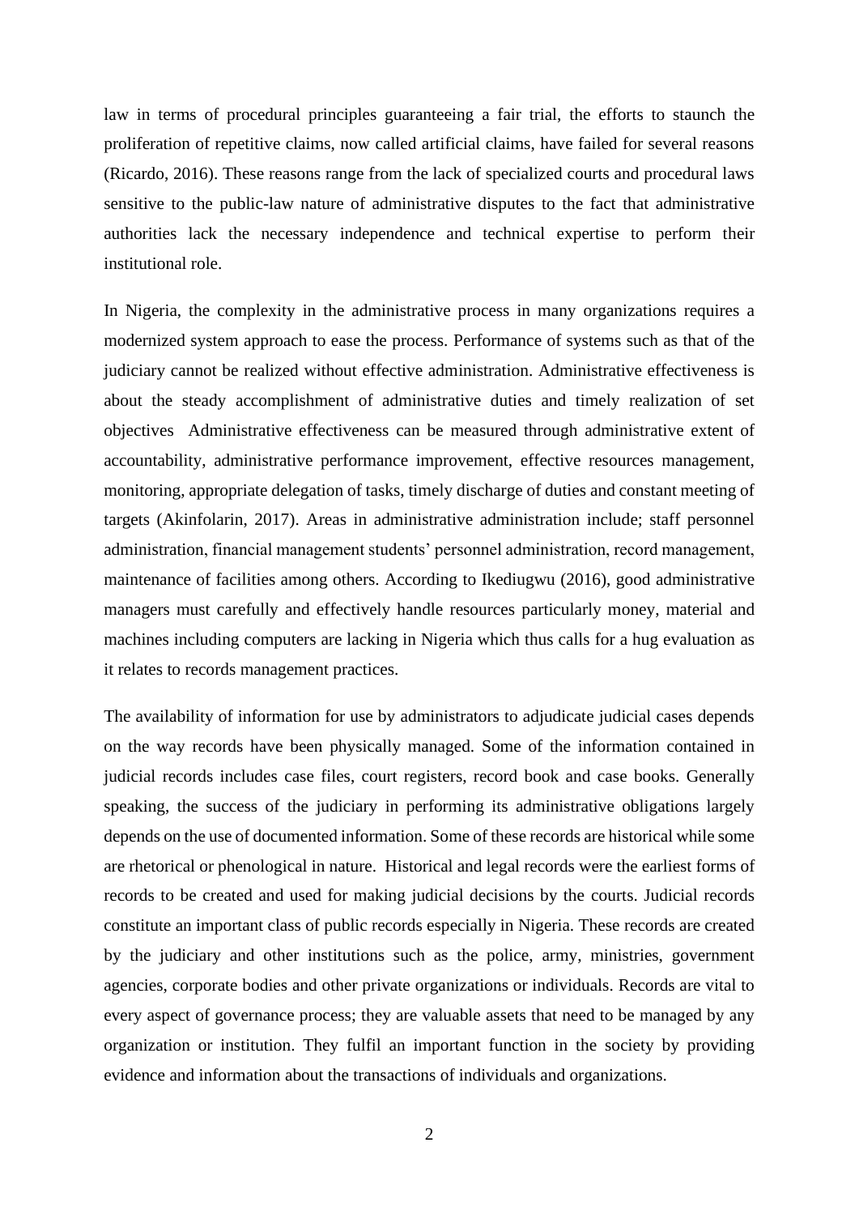law in terms of procedural principles guaranteeing a fair trial, the efforts to staunch the proliferation of repetitive claims, now called artificial claims, have failed for several reasons (Ricardo, 2016). These reasons range from the lack of specialized courts and procedural laws sensitive to the public-law nature of administrative disputes to the fact that administrative authorities lack the necessary independence and technical expertise to perform their institutional role.

In Nigeria, the complexity in the administrative process in many organizations requires a modernized system approach to ease the process. Performance of systems such as that of the judiciary cannot be realized without effective administration. Administrative effectiveness is about the steady accomplishment of administrative duties and timely realization of set objectives  Administrative effectiveness can be measured through administrative extent of accountability, administrative performance improvement, effective resources management, monitoring, appropriate delegation of tasks, timely discharge of duties and constant meeting of targets (Akinfolarin, 2017). Areas in administrative administration include; staff personnel administration, financial management students' personnel administration, record management, maintenance of facilities among others. According to Ikediugwu (2016), good administrative managers must carefully and effectively handle resources particularly money, material and machines including computers are lacking in Nigeria which thus calls for a hug evaluation as it relates to records management practices.

The availability of information for use by administrators to adjudicate judicial cases depends on the way records have been physically managed. Some of the information contained in judicial records includes case files, court registers, record book and case books. Generally speaking, the success of the judiciary in performing its administrative obligations largely depends on the use of documented information. Some of these records are historical while some are rhetorical or phenological in nature.  Historical and legal records were the earliest forms of records to be created and used for making judicial decisions by the courts. Judicial records constitute an important class of public records especially in Nigeria. These records are created by the judiciary and other institutions such as the police, army, ministries, government agencies, corporate bodies and other private organizations or individuals. Records are vital to every aspect of governance process; they are valuable assets that need to be managed by any organization or institution. They fulfil an important function in the society by providing evidence and information about the transactions of individuals and organizations.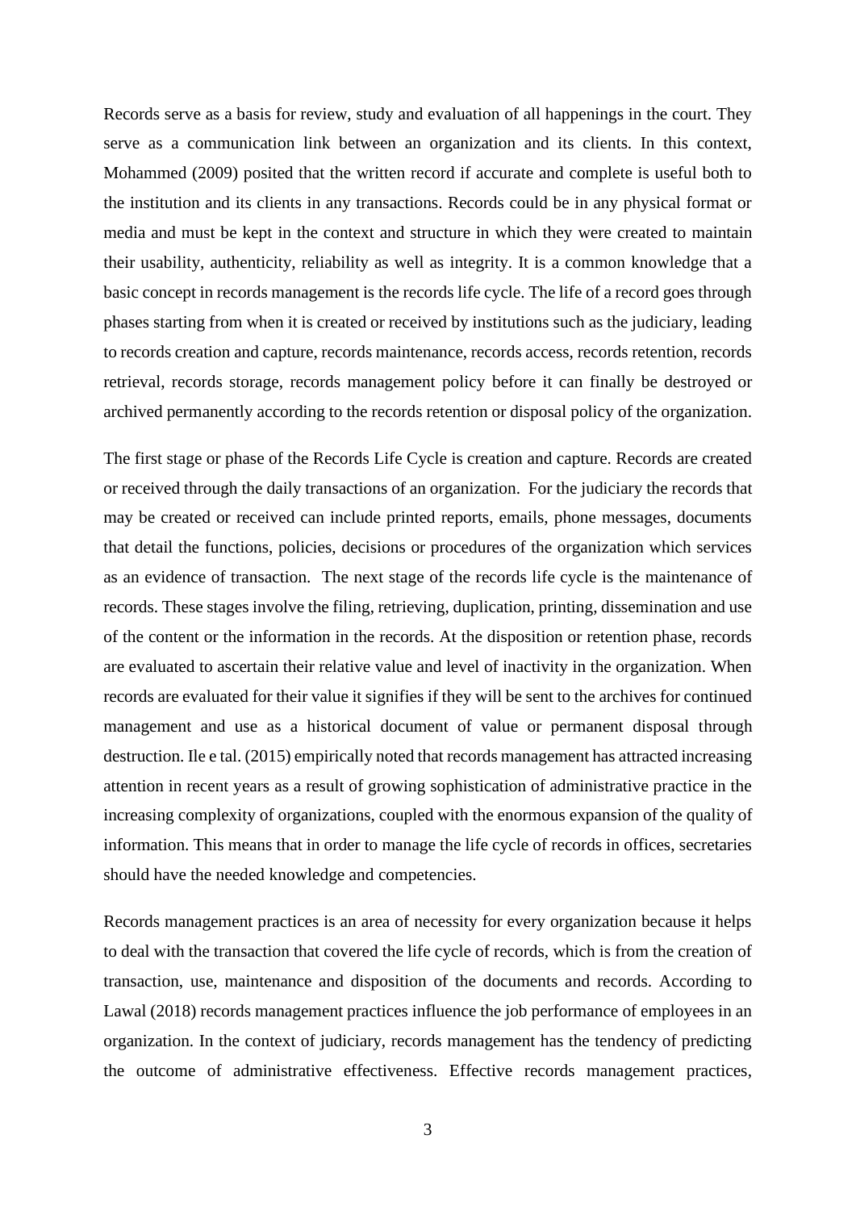Records serve as a basis for review, study and evaluation of all happenings in the court. They serve as a communication link between an organization and its clients. In this context, Mohammed (2009) posited that the written record if accurate and complete is useful both to the institution and its clients in any transactions. Records could be in any physical format or media and must be kept in the context and structure in which they were created to maintain their usability, authenticity, reliability as well as integrity. It is a common knowledge that a basic concept in records management is the records life cycle. The life of a record goes through phases starting from when it is created or received by institutions such as the judiciary, leading to records creation and capture, records maintenance, records access, records retention, records retrieval, records storage, records management policy before it can finally be destroyed or archived permanently according to the records retention or disposal policy of the organization.

The first stage or phase of the Records Life Cycle is creation and capture. Records are created or received through the daily transactions of an organization. For the judiciary the records that may be created or received can include printed reports, emails, phone messages, documents that detail the functions, policies, decisions or procedures of the organization which services as an evidence of transaction. The next stage of the records life cycle is the maintenance of records. These stages involve the filing, retrieving, duplication, printing, dissemination and use of the content or the information in the records. At the disposition or retention phase, records are evaluated to ascertain their relative value and level of inactivity in the organization. When records are evaluated for their value it signifies if they will be sent to the archives for continued management and use as a historical document of value or permanent disposal through destruction. Ile e tal. (2015) empirically noted that records management has attracted increasing attention in recent years as a result of growing sophistication of administrative practice in the increasing complexity of organizations, coupled with the enormous expansion of the quality of information. This means that in order to manage the life cycle of records in offices, secretaries should have the needed knowledge and competencies.

Records management practices is an area of necessity for every organization because it helps to deal with the transaction that covered the life cycle of records, which is from the creation of transaction, use, maintenance and disposition of the documents and records. According to Lawal (2018) records management practices influence the job performance of employees in an organization. In the context of judiciary, records management has the tendency of predicting the outcome of administrative effectiveness. Effective records management practices,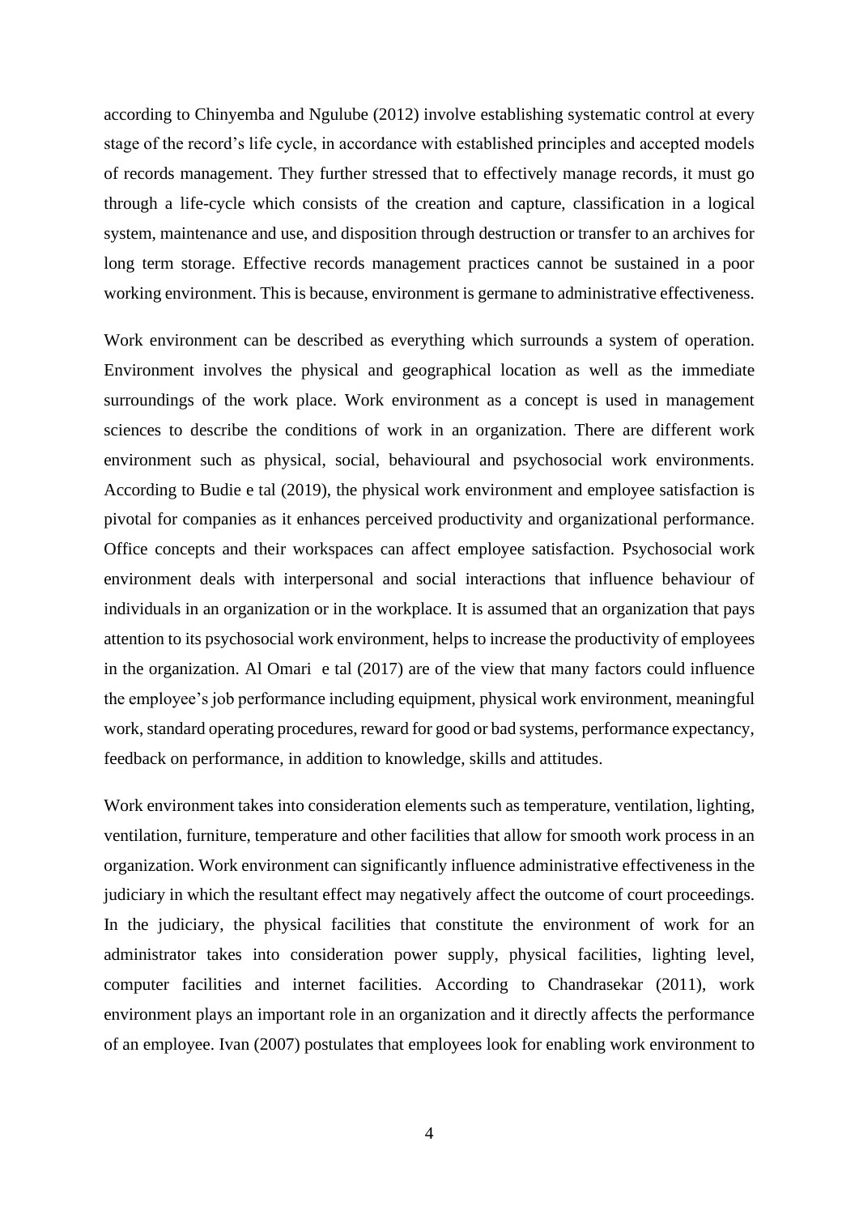according to Chinyemba and Ngulube (2012) involve establishing systematic control at every stage of the record's life cycle, in accordance with established principles and accepted models of records management. They further stressed that to effectively manage records, it must go through a life-cycle which consists of the creation and capture, classification in a logical system, maintenance and use, and disposition through destruction or transfer to an archives for long term storage. Effective records management practices cannot be sustained in a poor working environment. This is because, environment is germane to administrative effectiveness.

Work environment can be described as everything which surrounds a system of operation. Environment involves the physical and geographical location as well as the immediate surroundings of the work place. Work environment as a concept is used in management sciences to describe the conditions of work in an organization. There are different work environment such as physical, social, behavioural and psychosocial work environments. According to Budie e tal (2019), the physical work environment and employee satisfaction is pivotal for companies as it enhances perceived productivity and organizational performance. Office concepts and their workspaces can affect employee satisfaction. Psychosocial work environment deals with interpersonal and social interactions that influence behaviour of individuals in an organization or in the workplace. It is assumed that an organization that pays attention to its psychosocial work environment, helps to increase the productivity of employees in the organization. Al Omari e tal (2017) are of the view that many factors could influence the employee's job performance including equipment, physical work environment, meaningful work, standard operating procedures, reward for good or bad systems, performance expectancy, feedback on performance, in addition to knowledge, skills and attitudes.

Work environment takes into consideration elements such as temperature, ventilation, lighting, ventilation, furniture, temperature and other facilities that allow for smooth work process in an organization. Work environment can significantly influence administrative effectiveness in the judiciary in which the resultant effect may negatively affect the outcome of court proceedings. In the judiciary, the physical facilities that constitute the environment of work for an administrator takes into consideration power supply, physical facilities, lighting level, computer facilities and internet facilities. According to Chandrasekar (2011), work environment plays an important role in an organization and it directly affects the performance of an employee. Ivan (2007) postulates that employees look for enabling work environment to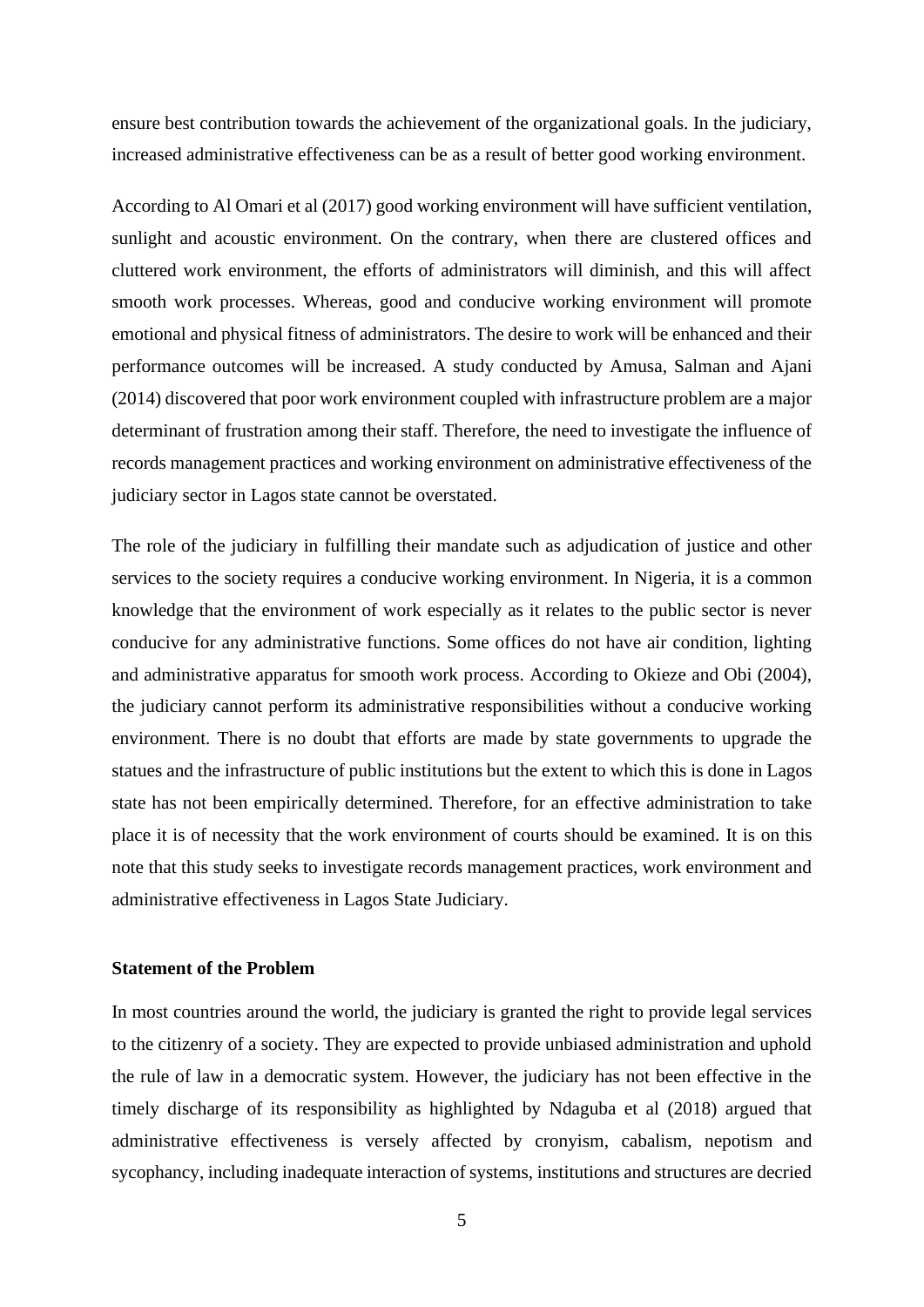ensure best contribution towards the achievement of the organizational goals. In the judiciary, increased administrative effectiveness can be as a result of better good working environment.

According to Al Omari et al (2017) good working environment will have sufficient ventilation, sunlight and acoustic environment. On the contrary, when there are clustered offices and cluttered work environment, the efforts of administrators will diminish, and this will affect smooth work processes. Whereas, good and conducive working environment will promote emotional and physical fitness of administrators. The desire to work will be enhanced and their performance outcomes will be increased. A study conducted by Amusa, Salman and Ajani (2014) discovered that poor work environment coupled with infrastructure problem are a major determinant of frustration among their staff. Therefore, the need to investigate the influence of records management practices and working environment on administrative effectiveness of the judiciary sector in Lagos state cannot be overstated.

The role of the judiciary in fulfilling their mandate such as adjudication of justice and other services to the society requires a conducive working environment. In Nigeria, it is a common knowledge that the environment of work especially as it relates to the public sector is never conducive for any administrative functions. Some offices do not have air condition, lighting and administrative apparatus for smooth work process. According to Okieze and Obi (2004), the judiciary cannot perform its administrative responsibilities without a conducive working environment. There is no doubt that efforts are made by state governments to upgrade the statues and the infrastructure of public institutions but the extent to which this is done in Lagos state has not been empirically determined. Therefore, for an effective administration to take place it is of necessity that the work environment of courts should be examined. It is on this note that this study seeks to investigate records management practices, work environment and administrative effectiveness in Lagos State Judiciary.

**Statement of the Problem**

In most countries around the world, the judiciary is granted the right to provide legal services to the citizenry of a society. They are expected to provide unbiased administration and uphold the rule of law in a democratic system. However, the judiciary has not been effective in the timely discharge of its responsibility as highlighted by Ndaguba et al (2018) argued that administrative effectiveness is versely affected by cronyism, cabalism, nepotism and sycophancy, including inadequate interaction of systems, institutions and structures are decried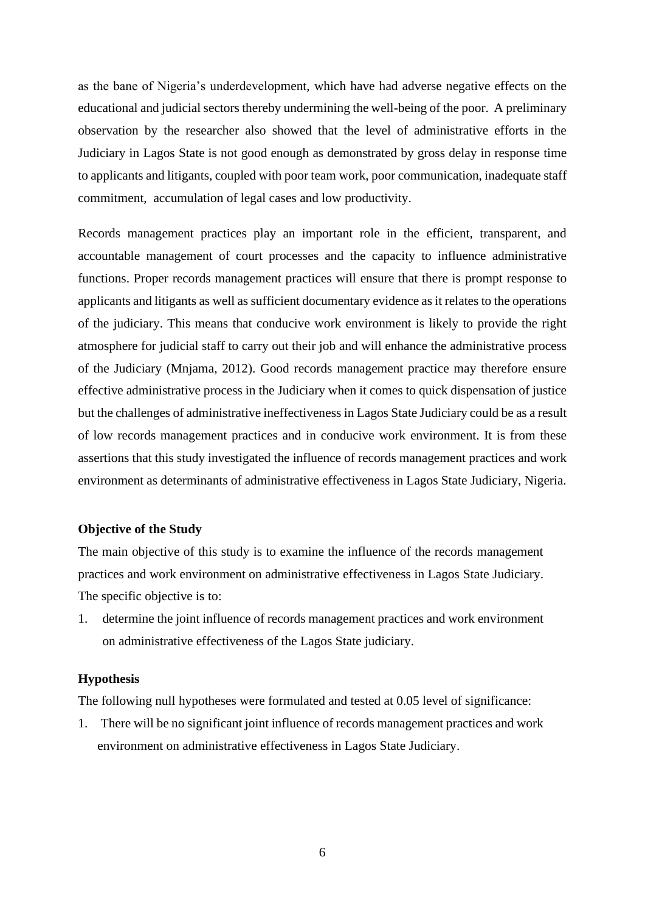as the bane of Nigeria's underdevelopment, which have had adverse negative effects on the educational and judicial sectors thereby undermining the well-being of the poor. A preliminary observation by the researcher also showed that the level of administrative efforts in the Judiciary in Lagos State is not good enough as demonstrated by gross delay in response time to applicants and litigants, coupled with poor team work, poor communication, inadequate staff commitment, accumulation of legal cases and low productivity.

Records management practices play an important role in the efficient, transparent, and accountable management of court processes and the capacity to influence administrative functions. Proper records management practices will ensure that there is prompt response to applicants and litigants as well as sufficient documentary evidence as it relates to the operations of the judiciary. This means that conducive work environment is likely to provide the right atmosphere for judicial staff to carry out their job and will enhance the administrative process of the Judiciary (Mnjama, 2012). Good records management practice may therefore ensure effective administrative process in the Judiciary when it comes to quick dispensation of justice but the challenges of administrative ineffectiveness in Lagos State Judiciary could be as a result of low records management practices and in conducive work environment. It is from these assertions that this study investigated the influence of records management practices and work environment as determinants of administrative effectiveness in Lagos State Judiciary, Nigeria.

**Objective of the Study**

The main objective of this study is to examine the influence of the records management practices and work environment on administrative effectiveness in Lagos State Judiciary. The specific objective is to:

1. determine the joint influence of records management practices and work environment on administrative effectiveness of the Lagos State judiciary.

**Hypothesis**

The following null hypotheses were formulated and tested at 0.05 level of significance:

1. There will be no significant joint influence of records management practices and work environment on administrative effectiveness in Lagos State Judiciary.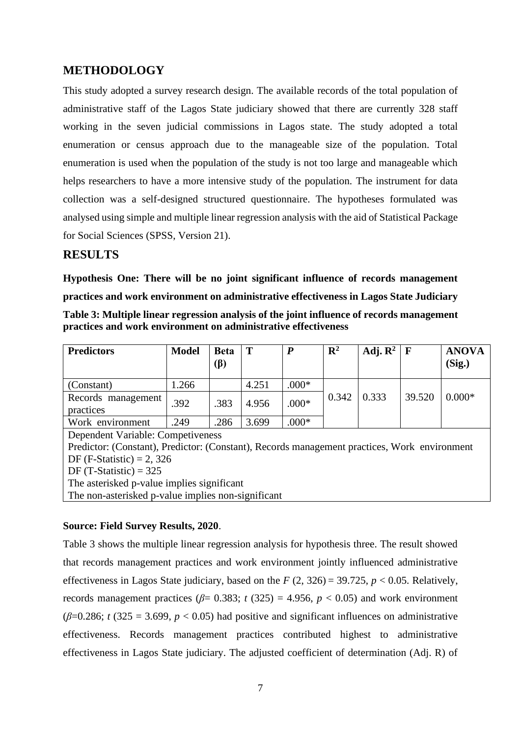## METHODOLOGY

This study adopted a survey research design. The available records of the total population of administrative staff of the Lagos State judiciary showed that there are currently 328 staff working in the seven judicial commissions in Lagos state. The study adopted a total enumeration or census approach due to the manageable size of the population. Total enumeration is used when the population of the study is not too large and manageable which helps researchers to have a more intensive study of the population. The instrument for data collection was a self-designed structured questionnaire. The hypotheses formulated was analysed using simple and multiple linear regression analysis with the aid of Statistical Package for Social Sciences (SPSS, Version 21).

## RESULTS

**Hypothesis One: There will be no joint significant influence of records management practices and work environment on administrative effectiveness in Lagos State Judiciary**

**Table 3: Multiple linear regression analysis of the joint influence of records management practices and work environment on administrative effectiveness**

| Predictors | Model | Beta (β) | T | *P* | $R^2$ | Adj. $R^2$ | F | ANOVA (Sig.) |
|---|---|---|---|---|---|---|---|---|
| (Constant) | 1.266 | | 4.251 | .000* | 0.342 | 0.333 | 39.520 | 0.000* |
| Records management practices | .392 | .383 | 4.956 | .000* | | | | |
| Work environment | .249 | .286 | 3.699 | .000* | | | | |
| Dependent Variable: Competiveness<br>Predictor: (Constant), Predictor: (Constant), Records management practices, Work environment<br>DF (F-Statistic) = 2, 326<br>DF (T-Statistic) = 325<br>The asterisked p-value implies significant<br>The non-asterisked p-value implies non-significant | | | | | | | | |

**Source: Field Survey Results, 2020**.

Table 3 shows the multiple linear regression analysis for hypothesis three. The result showed that records management practices and work environment jointly influenced administrative effectiveness in Lagos State judiciary, based on the $F$ (2, 326) = 39.725, $p < 0.05$. Relatively, records management practices ($\beta$= 0.383; $t$ (325) = 4.956, $p < 0.05$) and work environment ($\beta$=0.286; $t$ (325 = 3.699, $p < 0.05$) had positive and significant influences on administrative effectiveness. Records management practices contributed highest to administrative effectiveness in Lagos State judiciary. The adjusted coefficient of determination (Adj. R) of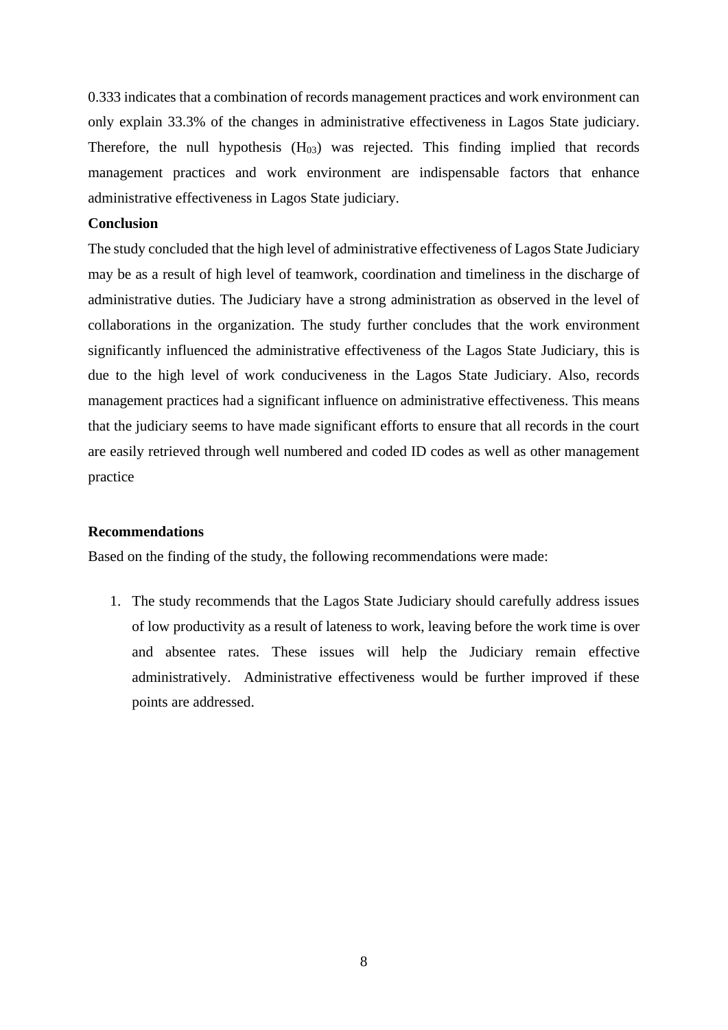0.333 indicates that a combination of records management practices and work environment can only explain 33.3% of the changes in administrative effectiveness in Lagos State judiciary. Therefore, the null hypothesis ($H_{03}$) was rejected. This finding implied that records management practices and work environment are indispensable factors that enhance administrative effectiveness in Lagos State judiciary.

**Conclusion**

The study concluded that the high level of administrative effectiveness of Lagos State Judiciary may be as a result of high level of teamwork, coordination and timeliness in the discharge of administrative duties. The Judiciary have a strong administration as observed in the level of collaborations in the organization. The study further concludes that the work environment significantly influenced the administrative effectiveness of the Lagos State Judiciary, this is due to the high level of work conduciveness in the Lagos State Judiciary. Also, records management practices had a significant influence on administrative effectiveness. This means that the judiciary seems to have made significant efforts to ensure that all records in the court are easily retrieved through well numbered and coded ID codes as well as other management practice

**Recommendations**

Based on the finding of the study, the following recommendations were made:

1. The study recommends that the Lagos State Judiciary should carefully address issues of low productivity as a result of lateness to work, leaving before the work time is over and absentee rates. These issues will help the Judiciary remain effective administratively. Administrative effectiveness would be further improved if these points are addressed.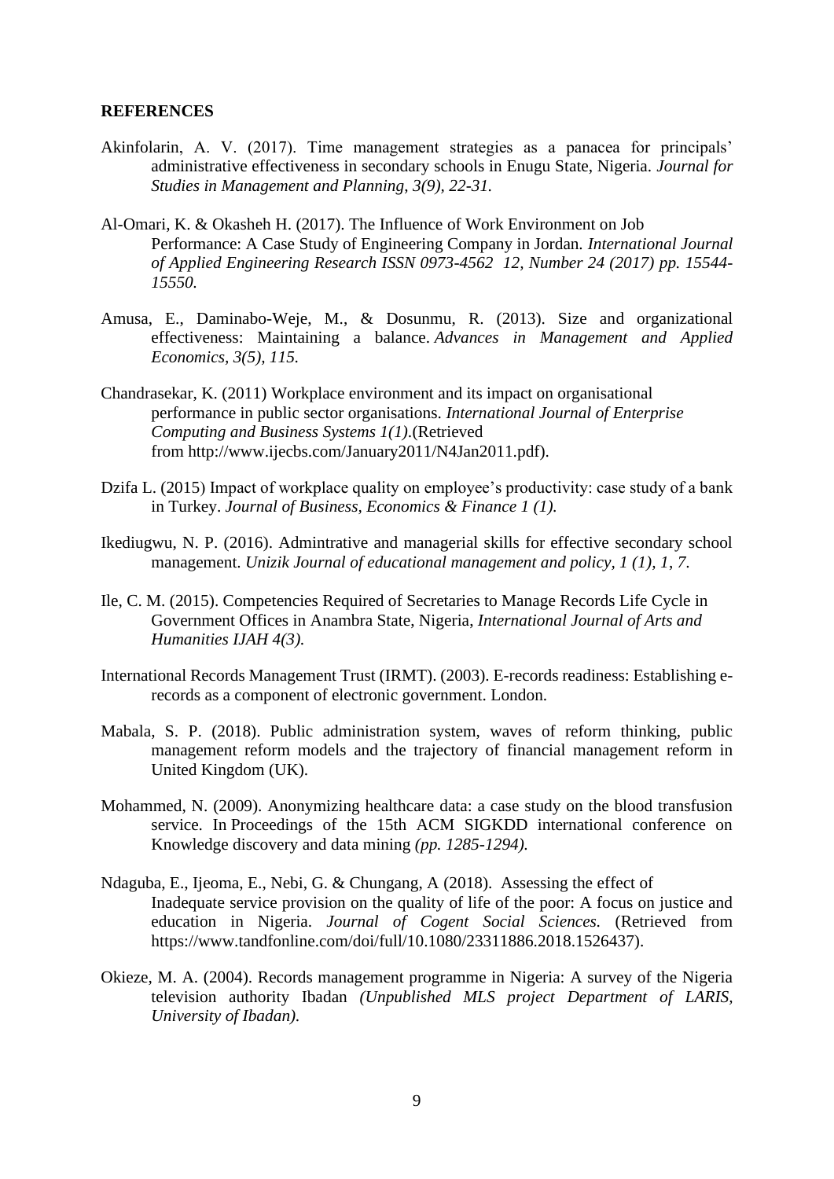**REFERENCES**

Akinfolarin, A. V. (2017). Time management strategies as a panacea for principals' administrative effectiveness in secondary schools in Enugu State, Nigeria. *Journal for Studies in Management and Planning*, *3(9), 22-31.*

Al-Omari, K. & Okasheh H. (2017). The Influence of Work Environment on Job Performance: A Case Study of Engineering Company in Jordan. *International Journal of Applied Engineering Research ISSN 0973-4562 12, Number 24 (2017) pp. 15544-15550.*

Amusa, E., Daminabo-Weje, M., & Dosunmu, R. (2013). Size and organizational effectiveness: Maintaining a balance. *Advances in Management and Applied Economics, 3(5), 115.*

Chandrasekar, K. (2011) Workplace environment and its impact on organisational performance in public sector organisations. *International Journal of Enterprise Computing and Business Systems 1(1).*(Retrieved from http://www.ijecbs.com/January2011/N4Jan2011.pdf).

Dzifa L. (2015) Impact of workplace quality on employee's productivity: case study of a bank in Turkey. *Journal of Business, Economics & Finance 1 (1).*

Ikediugwu, N. P. (2016). Admintrative and managerial skills for effective secondary school management. *Unizik Journal of educational management and policy, 1 (1), 1, 7.*

Ile, C. M. (2015). Competencies Required of Secretaries to Manage Records Life Cycle in Government Offices in Anambra State, Nigeria, *International Journal of Arts and Humanities IJAH 4(3).*

International Records Management Trust (IRMT). (2003). E-records readiness: Establishing e-records as a component of electronic government. London.

Mabala, S. P. (2018). Public administration system, waves of reform thinking, public management reform models and the trajectory of financial management reform in United Kingdom (UK).

Mohammed, N. (2009). Anonymizing healthcare data: a case study on the blood transfusion service. In Proceedings of the 15th ACM SIGKDD international conference on Knowledge discovery and data mining *(pp. 1285-1294).*

Ndaguba, E., Ijeoma, E., Nebi, G. & Chungang, A (2018). Assessing the effect of Inadequate service provision on the quality of life of the poor: A focus on justice and education in Nigeria. *Journal of Cogent Social Sciences.* (Retrieved from https://www.tandfonline.com/doi/full/10.1080/23311886.2018.1526437).

Okieze, M. A. (2004). Records management programme in Nigeria: A survey of the Nigeria television authority Ibadan *(Unpublished MLS project Department of LARIS, University of Ibadan).*